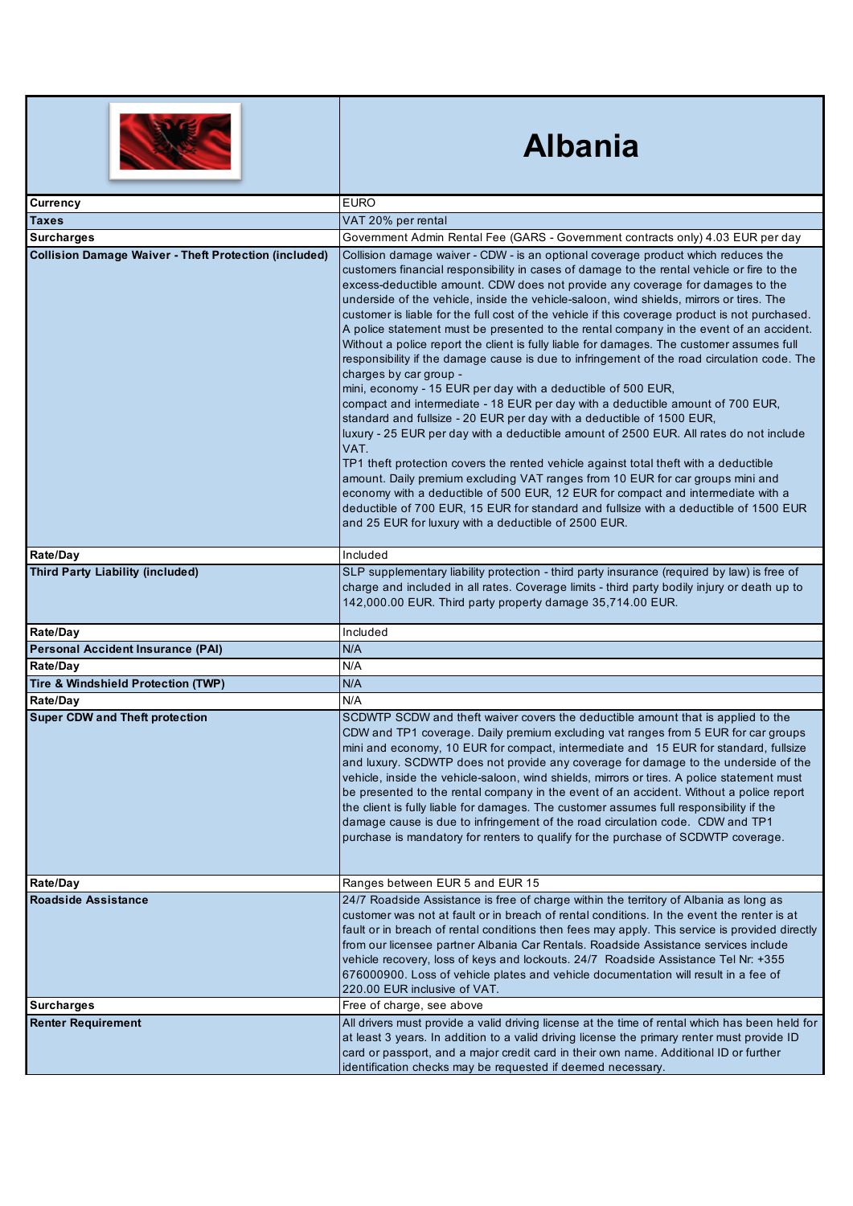# Albania

| | |
|---|---|
| **Currency** | EURO |
| **Taxes** | VAT 20% per rental |
| **Surcharges** | Government Admin Rental Fee (GARS - Government contracts only) 4.03 EUR per day |
| **Collision Damage Waiver - Theft Protection (included)** | Collision damage waiver - CDW - is an optional coverage product which reduces the customers financial responsibility in cases of damage to the rental vehicle or fire to the excess-deductible amount. CDW does not provide any coverage for damages to the underside of the vehicle, inside the vehicle-saloon, wind shields, mirrors or tires. The customer is liable for the full cost of the vehicle if this coverage product is not purchased. A police statement must be presented to the rental company in the event of an accident. Without a police report the client is fully liable for damages. The customer assumes full responsibility if the damage cause is due to infringement of the road circulation code. The charges by car group -<br>mini, economy - 15 EUR per day with a deductible of 500 EUR,<br>compact and intermediate - 18 EUR per day with a deductible amount of 700 EUR,<br>standard and fullsize - 20 EUR per day with a deductible of 1500 EUR,<br>luxury - 25 EUR per day with a deductible amount of 2500 EUR. All rates do not include VAT.<br>TP1 theft protection covers the rented vehicle against total theft with a deductible amount. Daily premium excluding VAT ranges from 10 EUR for car groups mini and economy with a deductible of 500 EUR, 12 EUR for compact and intermediate with a deductible of 700 EUR, 15 EUR for standard and fullsize with a deductible of 1500 EUR and 25 EUR for luxury with a deductible of 2500 EUR. |
| **Rate/Day** | Included |
| **Third Party Liability (included)** | SLP supplementary liability protection - third party insurance (required by law) is free of charge and included in all rates. Coverage limits - third party bodily injury or death up to 142,000.00 EUR. Third party property damage 35,714.00 EUR. |
| **Rate/Day** | Included |
| **Personal Accident Insurance (PAI)** | N/A |
| **Rate/Day** | N/A |
| **Tire & Windshield Protection (TWP)** | N/A |
| **Rate/Day** | N/A |
| **Super CDW and Theft protection** | SCDWTP SCDW and theft waiver covers the deductible amount that is applied to the CDW and TP1 coverage. Daily premium excluding vat ranges from 5 EUR for car groups mini and economy, 10 EUR for compact, intermediate and 15 EUR for standard, fullsize and luxury. SCDWTP does not provide any coverage for damage to the underside of the vehicle, inside the vehicle-saloon, wind shields, mirrors or tires. A police statement must be presented to the rental company in the event of an accident. Without a police report the client is fully liable for damages. The customer assumes full responsibility if the damage cause is due to infringement of the road circulation code. CDW and TP1 purchase is mandatory for renters to qualify for the purchase of SCDWTP coverage. |
| **Rate/Day** | Ranges between EUR 5 and EUR 15 |
| **Roadside Assistance** | 24/7 Roadside Assistance is free of charge within the territory of Albania as long as customer was not at fault or in breach of rental conditions. In the event the renter is at fault or in breach of rental conditions then fees may apply. This service is provided directly from our licensee partner Albania Car Rentals. Roadside Assistance services include vehicle recovery, loss of keys and lockouts. 24/7 Roadside Assistance Tel Nr: +355 676000900. Loss of vehicle plates and vehicle documentation will result in a fee of 220.00 EUR inclusive of VAT. |
| **Surcharges** | Free of charge, see above |
| **Renter Requirement** | All drivers must provide a valid driving license at the time of rental which has been held for at least 3 years. In addition to a valid driving license the primary renter must provide ID card or passport, and a major credit card in their own name. Additional ID or further identification checks may be requested if deemed necessary. |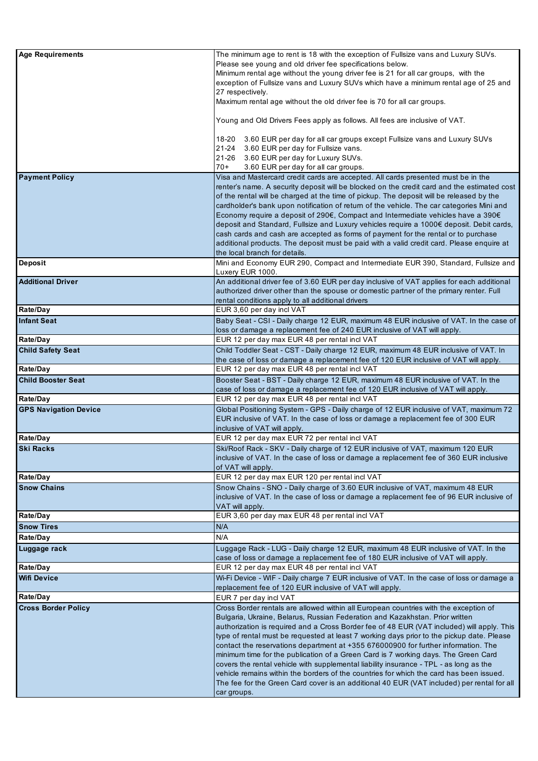| | |
|---|---|
| **Age Requirements** | The minimum age to rent is 18 with the exception of Fullsize vans and Luxury SUVs. Please see young and old driver fee specifications below.<br>Minimum rental age without the young driver fee is 21 for all car groups, with the exception of Fullsize vans and Luxury SUVs which have a minimum rental age of 25 and 27 respectively.<br>Maximum rental age without the old driver fee is 70 for all car groups.<br><br>Young and Old Drivers Fees apply as follows. All fees are inclusive of VAT.<br><br>18-20 3.60 EUR per day for all car groups except Fullsize vans and Luxury SUVs<br>21-24 3.60 EUR per day for Fullsize vans.<br>21-26 3.60 EUR per day for Luxury SUVs.<br>70+ 3.60 EUR per day for all car groups. |
| **Payment Policy** | Visa and Mastercard credit cards are accepted. All cards presented must be in the renter's name. A security deposit will be blocked on the credit card and the estimated cost of the rental will be charged at the time of pickup. The deposit will be released by the cardholder's bank upon notification of return of the vehicle. The car categories Mini and Economy require a deposit of 290€, Compact and Intermediate vehicles have a 390€ deposit and Standard, Fullsize and Luxury vehicles require a 1000€ deposit. Debit cards, cash cards and cash are accepted as forms of payment for the rental or to purchase additional products. The deposit must be paid with a valid credit card. Please enquire at the local branch for details. |
| **Deposit** | Mini and Economy EUR 290, Compact and Intermediate EUR 390, Standard, Fullsize and Luxery EUR 1000. |
| **Additional Driver** | An additional driver fee of 3.60 EUR per day inclusive of VAT applies for each additional authorized driver other than the spouse or domestic partner of the primary renter. Full rental conditions apply to all additional drivers |
| **Rate/Day** | EUR 3,60 per day incl VAT |
| **Infant Seat** | Baby Seat - CSI - Daily charge 12 EUR, maximum 48 EUR inclusive of VAT. In the case of loss or damage a replacement fee of 240 EUR inclusive of VAT will apply. |
| **Rate/Day** | EUR 12 per day max EUR 48 per rental incl VAT |
| **Child Safety Seat** | Child Toddler Seat - CST - Daily charge 12 EUR, maximum 48 EUR inclusive of VAT. In the case of loss or damage a replacement fee of 120 EUR inclusive of VAT will apply. |
| **Rate/Day** | EUR 12 per day max EUR 48 per rental incl VAT |
| **Child Booster Seat** | Booster Seat - BST - Daily charge 12 EUR, maximum 48 EUR inclusive of VAT. In the case of loss or damage a replacement fee of 120 EUR inclusive of VAT will apply. |
| **Rate/Day** | EUR 12 per day max EUR 48 per rental incl VAT |
| **GPS Navigation Device** | Global Positioning System - GPS - Daily charge of 12 EUR inclusive of VAT, maximum 72 EUR inclusive of VAT. In the case of loss or damage a replacement fee of 300 EUR inclusive of VAT will apply. |
| **Rate/Day** | EUR 12 per day max EUR 72 per rental incl VAT |
| **Ski Racks** | Ski/Roof Rack - SKV - Daily charge of 12 EUR inclusive of VAT, maximum 120 EUR inclusive of VAT. In the case of loss or damage a replacement fee of 360 EUR inclusive of VAT will apply. |
| **Rate/Day** | EUR 12 per day max EUR 120 per rental incl VAT |
| **Snow Chains** | Snow Chains - SNO - Daily charge of 3.60 EUR inclusive of VAT, maximum 48 EUR inclusive of VAT. In the case of loss or damage a replacement fee of 96 EUR inclusive of VAT will apply. |
| **Rate/Day** | EUR 3,60 per day max EUR 48 per rental incl VAT |
| **Snow Tires** | N/A |
| **Rate/Day** | N/A |
| **Luggage rack** | Luggage Rack - LUG - Daily charge 12 EUR, maximum 48 EUR inclusive of VAT. In the case of loss or damage a replacement fee of 180 EUR inclusive of VAT will apply. |
| **Rate/Day** | EUR 12 per day max EUR 48 per rental incl VAT |
| **Wifi Device** | Wi-Fi Device - WIF - Daily charge 7 EUR inclusive of VAT. In the case of loss or damage a replacement fee of 120 EUR inclusive of VAT will apply. |
| **Rate/Day** | EUR 7 per day incl VAT |
| **Cross Border Policy** | Cross Border rentals are allowed within all European countries with the exception of Bulgaria, Ukraine, Belarus, Russian Federation and Kazakhstan. Prior written authorization is required and a Cross Border fee of 48 EUR (VAT included) will apply. This type of rental must be requested at least 7 working days prior to the pickup date. Please contact the reservations department at +355 676000900 for further information. The minimum time for the publication of a Green Card is 7 working days. The Green Card covers the rental vehicle with supplemental liability insurance - TPL - as long as the vehicle remains within the borders of the countries for which the card has been issued. The fee for the Green Card cover is an additional 40 EUR (VAT included) per rental for all car groups. |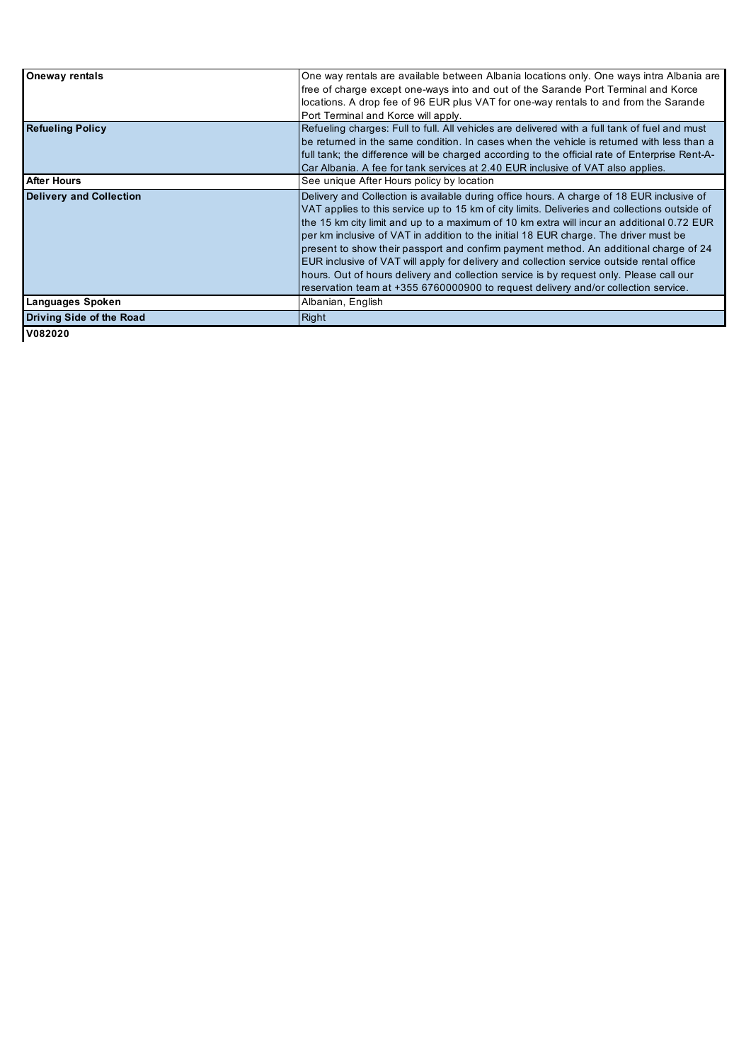| | |
|---|---|
| **Oneway rentals** | One way rentals are available between Albania locations only. One ways intra Albania are free of charge except one-ways into and out of the Sarande Port Terminal and Korce locations. A drop fee of 96 EUR plus VAT for one-way rentals to and from the Sarande Port Terminal and Korce will apply. |
| **Refueling Policy** | Refueling charges: Full to full. All vehicles are delivered with a full tank of fuel and must be returned in the same condition. In cases when the vehicle is returned with less than a full tank; the difference will be charged according to the official rate of Enterprise Rent-A-Car Albania. A fee for tank services at 2.40 EUR inclusive of VAT also applies. |
| **After Hours** | See unique After Hours policy by location |
| **Delivery and Collection** | Delivery and Collection is available during office hours. A charge of 18 EUR inclusive of VAT applies to this service up to 15 km of city limits. Deliveries and collections outside of the 15 km city limit and up to a maximum of 10 km extra will incur an additional 0.72 EUR per km inclusive of VAT in addition to the initial 18 EUR charge. The driver must be present to show their passport and confirm payment method. An additional charge of 24 EUR inclusive of VAT will apply for delivery and collection service outside rental office hours. Out of hours delivery and collection service is by request only. Please call our reservation team at +355 6760000900 to request delivery and/or collection service. |
| **Languages Spoken** | Albanian, English |
| **Driving Side of the Road** | Right |

**V082020**